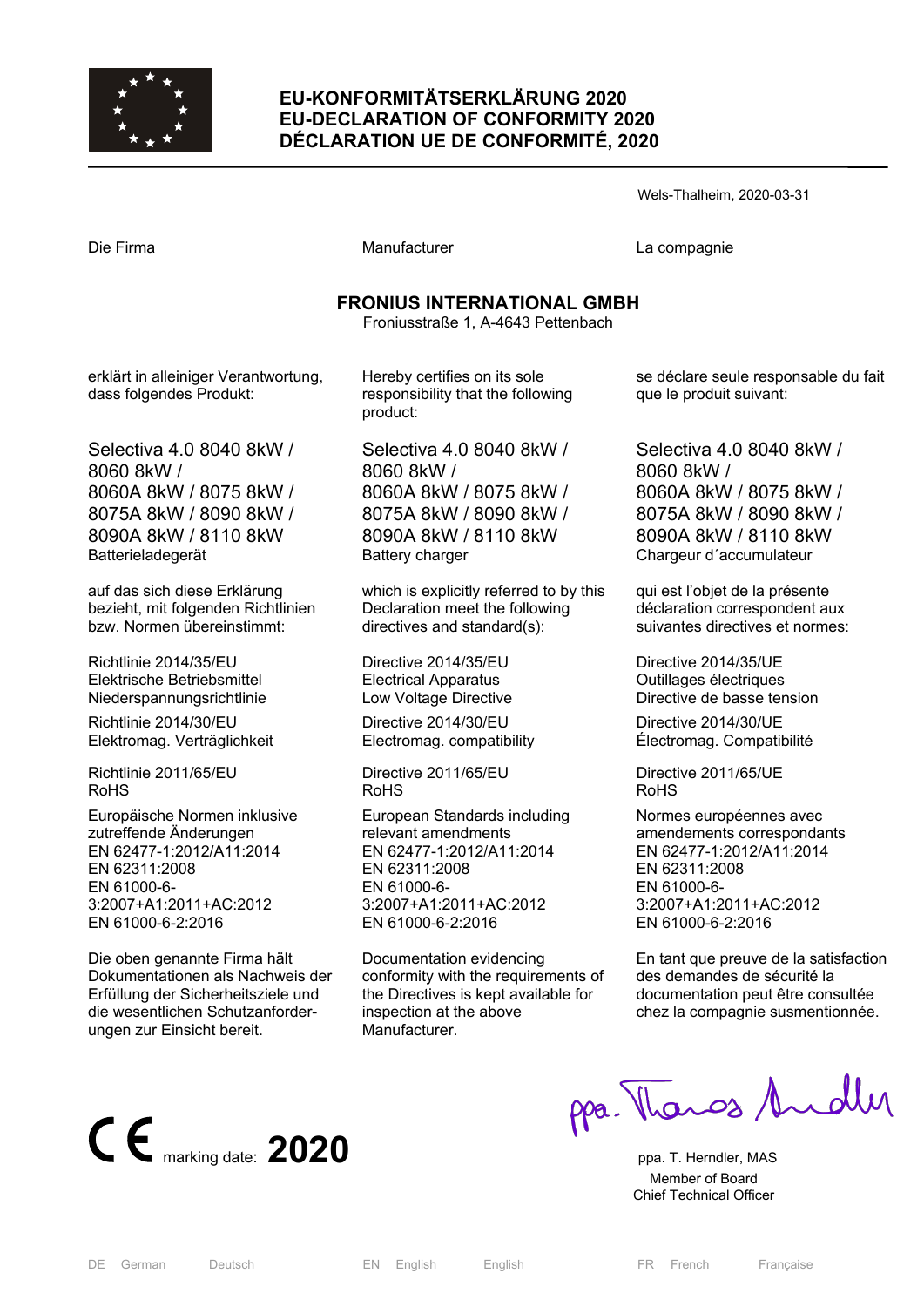# EU-KONFORMITÄTSERKLÄRUNG 2020
# EU-DECLARATION OF CONFORMITY 2020
# DÉCLARATION UE DE CONFORMITÉ, 2020

Wels-Thalheim, 2020-03-31

| Die Firma | Manufacturer | La compagnie |
|---|---|---|

**FRONIUS INTERNATIONAL GMBH**
Froniusstraße 1, A-4643 Pettenbach

| DE | EN | FR |
|---|---|---|
| erklärt in alleiniger Verantwortung, dass folgendes Produkt: | Hereby certifies on its sole responsibility that the following product: | se déclare seule responsable du fait que le produit suivant: |
| Selectiva 4.0 8040 8kW / 8060 8kW / 8060A 8kW / 8075 8kW / 8075A 8kW / 8090 8kW / 8090A 8kW / 8110 8kW<br>Batterieladegerät | Selectiva 4.0 8040 8kW / 8060 8kW / 8060A 8kW / 8075 8kW / 8075A 8kW / 8090 8kW / 8090A 8kW / 8110 8kW<br>Battery charger | Selectiva 4.0 8040 8kW / 8060 8kW / 8060A 8kW / 8075 8kW / 8075A 8kW / 8090 8kW / 8090A 8kW / 8110 8kW<br>Chargeur d´accumulateur |
| auf das sich diese Erklärung bezieht, mit folgenden Richtlinien bzw. Normen übereinstimmt: | which is explicitly referred to by this Declaration meet the following directives and standard(s): | qui est l'objet de la présente déclaration correspondent aux suivantes directives et normes: |
| Richtlinie 2014/35/EU<br>Elektrische Betriebsmittel Niederspannungsrichtlinie | Directive 2014/35/EU<br>Electrical Apparatus<br>Low Voltage Directive | Directive 2014/35/UE<br>Outillages électriques<br>Directive de basse tension |
| Richtlinie 2014/30/EU<br>Elektromag. Verträglichkeit | Directive 2014/30/EU<br>Electromag. compatibility | Directive 2014/30/UE<br>Électromag. Compatibilité |
| Richtlinie 2011/65/EU<br>RoHS | Directive 2011/65/EU<br>RoHS | Directive 2011/65/UE<br>RoHS |
| Europäische Normen inklusive zutreffende Änderungen<br>EN 62477-1:2012/A11:2014<br>EN 62311:2008<br>EN 61000-6-3:2007+A1:2011+AC:2012<br>EN 61000-6-2:2016 | European Standards including relevant amendments<br>EN 62477-1:2012/A11:2014<br>EN 62311:2008<br>EN 61000-6-3:2007+A1:2011+AC:2012<br>EN 61000-6-2:2016 | Normes européennes avec amendements correspondants<br>EN 62477-1:2012/A11:2014<br>EN 62311:2008<br>EN 61000-6-3:2007+A1:2011+AC:2012<br>EN 61000-6-2:2016 |
| Die oben genannte Firma hält Dokumentationen als Nachweis der Erfüllung der Sicherheitsziele und die wesentlichen Schutzanforderungen zur Einsicht bereit. | Documentation evidencing conformity with the requirements of the Directives is kept available for inspection at the above Manufacturer. | En tant que preuve de la satisfaction des demandes de sécurité la documentation peut être consultée chez la compagnie susmentionnée. |

CE marking date: **2020**

ppa. Thomas Herndler

ppa. T. Herndler, MAS
Member of Board
Chief Technical Officer

DE German Deutsch — EN English English — FR French Française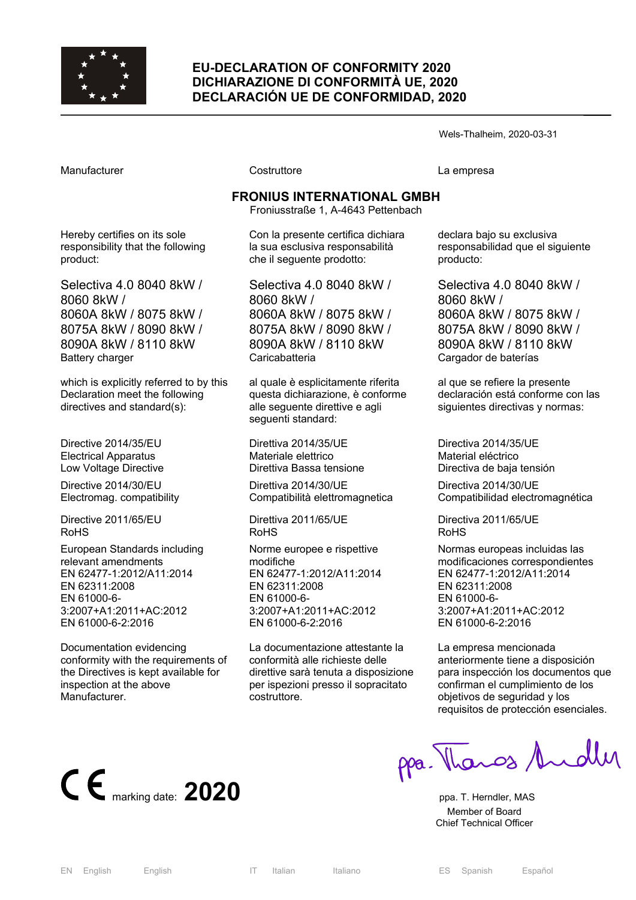# EU-DECLARATION OF CONFORMITY 2020
# DICHIARAZIONE DI CONFORMITÀ UE, 2020
# DECLARACIÓN UE DE CONFORMIDAD, 2020

Wels-Thalheim, 2020-03-31

Manufacturer

**FRONIUS INTERNATIONAL GMBH**
Froniusstraße 1, A-4643 Pettenbach

Hereby certifies on its sole responsibility that the following product:

Selectiva 4.0 8040 8kW / 8060 8kW / 8060A 8kW / 8075 8kW / 8075A 8kW / 8090 8kW / 8090A 8kW / 8110 8kW
Battery charger

which is explicitly referred to by this Declaration meet the following directives and standard(s):

Directive 2014/35/EU
Electrical Apparatus
Low Voltage Directive

Directive 2014/30/EU
Electromag. compatibility

Directive 2011/65/EU
RoHS

European Standards including relevant amendments
EN 62477-1:2012/A11:2014
EN 62311:2008
EN 61000-6-3:2007+A1:2011+AC:2012
EN 61000-6-2:2016

Documentation evidencing conformity with the requirements of the Directives is kept available for inspection at the above Manufacturer.

Costruttore

Con la presente certifica dichiara la sua esclusiva responsabilità che il seguente prodotto:

Selectiva 4.0 8040 8kW / 8060 8kW / 8060A 8kW / 8075 8kW / 8075A 8kW / 8090 8kW / 8090A 8kW / 8110 8kW
Caricabatteria

al quale è esplicitamente riferita questa dichiarazione, è conforme alle seguente direttive e agli seguenti standard:

Direttiva 2014/35/UE
Materiale elettrico
Direttiva Bassa tensione

Direttiva 2014/30/UE
Compatibilità elettromagnetica

Direttiva 2011/65/UE
RoHS

Norme europee e rispettive modifiche
EN 62477-1:2012/A11:2014
EN 62311:2008
EN 61000-6-3:2007+A1:2011+AC:2012
EN 61000-6-2:2016

La documentazione attestante la conformità alle richieste delle direttive sarà tenuta a disposizione per ispezioni presso il sopracitato costruttore.

La empresa

declara bajo su exclusiva responsabilidad que el siguiente producto:

Selectiva 4.0 8040 8kW / 8060 8kW / 8060A 8kW / 8075 8kW / 8075A 8kW / 8090 8kW / 8090A 8kW / 8110 8kW
Cargador de baterías

al que se refiere la presente declaración está conforme con las siguientes directivas y normas:

Directiva 2014/35/UE
Material eléctrico
Directiva de baja tensión

Directiva 2014/30/UE
Compatibilidad electromagnética

Directiva 2011/65/UE
RoHS

Normas europeas incluidas las modificaciones correspondientes
EN 62477-1:2012/A11:2014
EN 62311:2008
EN 61000-6-3:2007+A1:2011+AC:2012
EN 61000-6-2:2016

La empresa mencionada anteriormente tiene a disposición para inspección los documentos que confirman el cumplimiento de los objetivos de seguridad y los requisitos de protección esenciales.

CE marking date: **2020**

ppa. Thomas Herndler

ppa. T. Herndler, MAS
Member of Board
Chief Technical Officer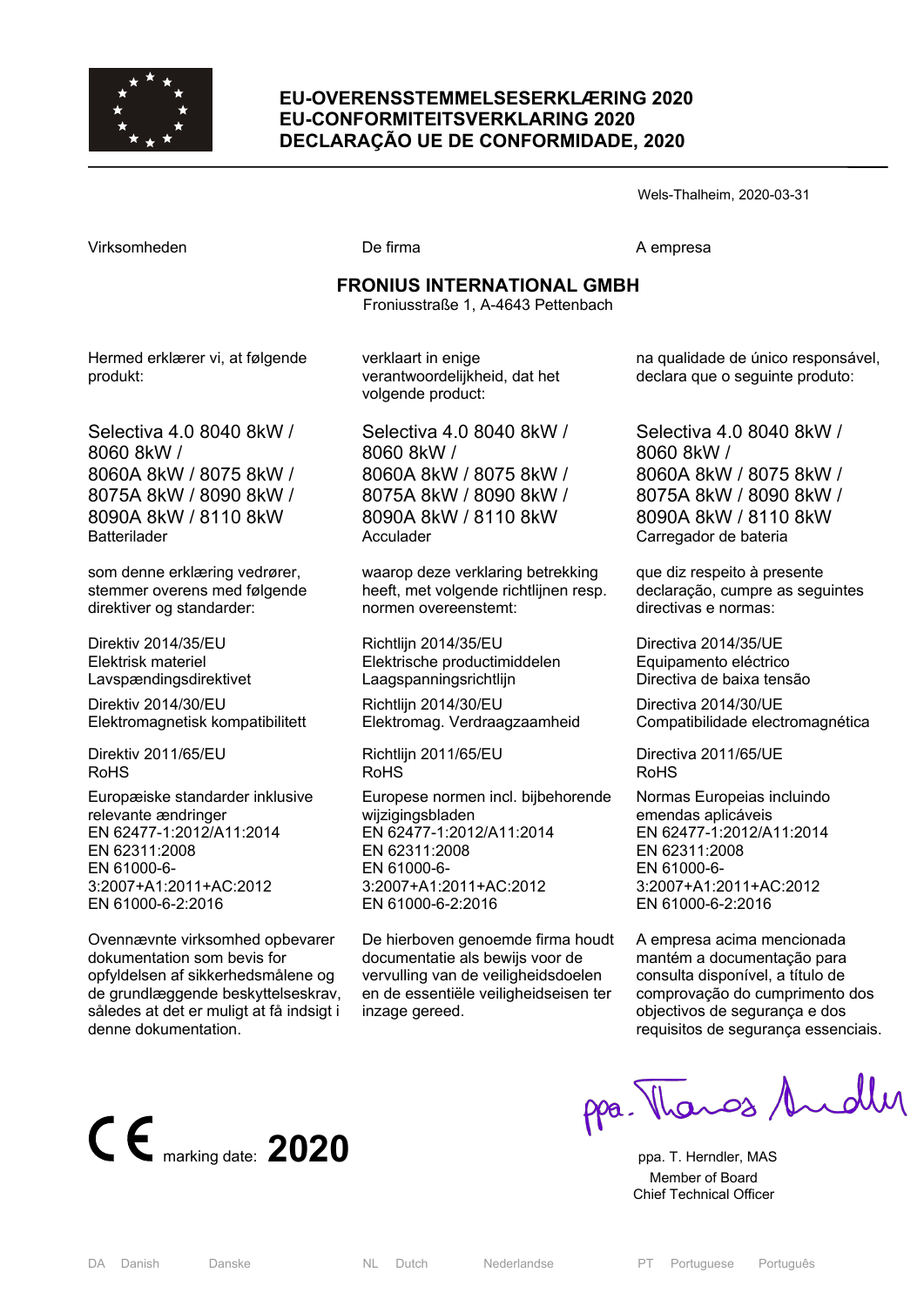# EU-OVERENSSTEMMELSESERKLÆRING 2020
# EU-CONFORMITEITSVERKLARING 2020
# DECLARAÇÃO UE DE CONFORMIDADE, 2020

Wels-Thalheim, 2020-03-31

Virksomheden

**FRONIUS INTERNATIONAL GMBH**
Froniusstraße 1, A-4643 Pettenbach

Hermed erklærer vi, at følgende produkt:

Selectiva 4.0 8040 8kW / 8060 8kW / 8060A 8kW / 8075 8kW / 8075A 8kW / 8090 8kW / 8090A 8kW / 8110 8kW
Batterilader

som denne erklæring vedrører, stemmer overens med følgende direktiver og standarder:

Direktiv 2014/35/EU
Elektrisk materiel
Lavspændingsdirektivet

Direktiv 2014/30/EU
Elektromagnetisk kompatibilitett

Direktiv 2011/65/EU
RoHS

Europæiske standarder inklusive relevante ændringer
EN 62477-1:2012/A11:2014
EN 62311:2008
EN 61000-6-3:2007+A1:2011+AC:2012
EN 61000-6-2:2016

Ovennævnte virksomhed opbevarer dokumentation som bevis for opfyldelsen af sikkerhedsmålene og de grundlæggende beskyttelseskrav, således at det er muligt at få indsigt i denne dokumentation.

---

De firma

**FRONIUS INTERNATIONAL GMBH**
Froniusstraße 1, A-4643 Pettenbach

verklaart in enige verantwoordelijkheid, dat het volgende product:

Selectiva 4.0 8040 8kW / 8060 8kW / 8060A 8kW / 8075 8kW / 8075A 8kW / 8090 8kW / 8090A 8kW / 8110 8kW
Acculader

waarop deze verklaring betrekking heeft, met volgende richtlijnen resp. normen overeenstemt:

Richtlijn 2014/35/EU
Elektrische productiemiddelen
Laagspanningsrichtlijn

Richtlijn 2014/30/EU
Elektromag. Verdraagzaamheid

Richtlijn 2011/65/EU
RoHS

Europese normen incl. bijbehorende wijzigingsbladen
EN 62477-1:2012/A11:2014
EN 62311:2008
EN 61000-6-3:2007+A1:2011+AC:2012
EN 61000-6-2:2016

De hierboven genoemde firma houdt documentatie als bewijs voor de vervulling van de veiligheidsdoelen en de essentiële veiligheidseisen ter inzage gereed.

---

A empresa

**FRONIUS INTERNATIONAL GMBH**
Froniusstraße 1, A-4643 Pettenbach

na qualidade de único responsável, declara que o seguinte produto:

Selectiva 4.0 8040 8kW / 8060 8kW / 8060A 8kW / 8075 8kW / 8075A 8kW / 8090 8kW / 8090A 8kW / 8110 8kW
Carregador de bateria

que diz respeito à presente declaração, cumpre as seguintes directivas e normas:

Directiva 2014/35/UE
Equipamento eléctrico
Directiva de baixa tensão

Directiva 2014/30/UE
Compatibilidade electromagnética

Directiva 2011/65/UE
RoHS

Normas Europeias incluindo emendas aplicáveis
EN 62477-1:2012/A11:2014
EN 62311:2008
EN 61000-6-3:2007+A1:2011+AC:2012
EN 61000-6-2:2016

A empresa acima mencionada mantém a documentação para consulta disponível, a título de comprovação do cumprimento dos objectivos de segurança e dos requisitos de segurança essenciais.

---

CE marking date: **2020**

ppa. T. Herndler, MAS
Member of Board
Chief Technical Officer

DA Danish Danske | NL Dutch Nederlandse | PT Portuguese Português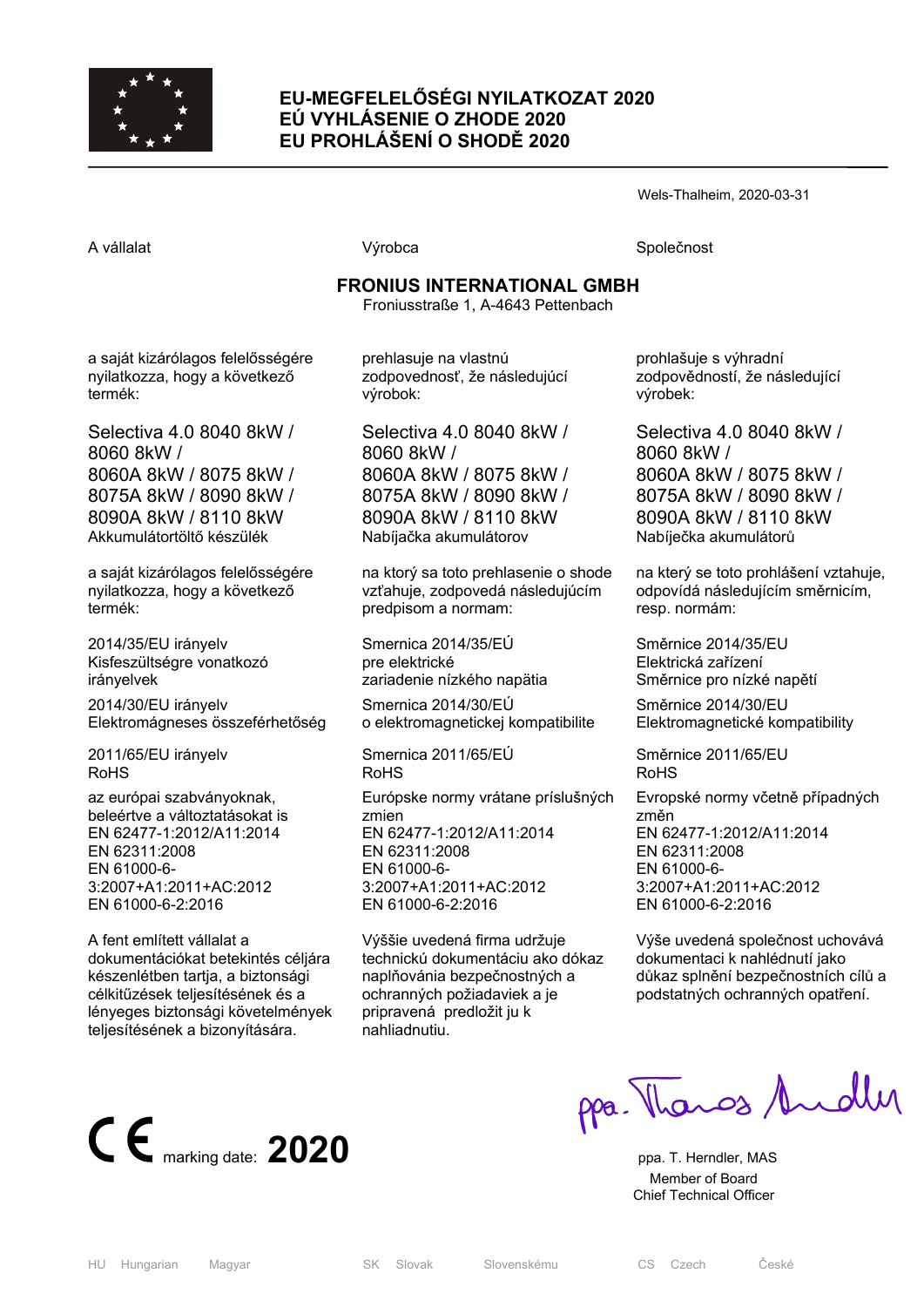# EU-MEGFELELŐSÉGI NYILATKOZAT 2020
# EÚ VYHLÁSENIE O ZHODE 2020
# EU PROHLÁŠENÍ O SHODĚ 2020

Wels-Thalheim, 2020-03-31

| A vállalat | Výrobca | Společnost |
|---|---|---|

**FRONIUS INTERNATIONAL GMBH**
Froniusstraße 1, A-4643 Pettenbach

| HU | SK | CS |
|---|---|---|
| a saját kizárólagos felelősségére nyilatkozza, hogy a következő termék: | prehlasuje na vlastnú zodpovednosť, že následujúcí výrobok: | prohlašuje s výhradní zodpovědností, že následující výrobek: |
| Selectiva 4.0 8040 8kW / 8060 8kW / 8060A 8kW / 8075 8kW / 8075A 8kW / 8090 8kW / 8090A 8kW / 8110 8kW | Selectiva 4.0 8040 8kW / 8060 8kW / 8060A 8kW / 8075 8kW / 8075A 8kW / 8090 8kW / 8090A 8kW / 8110 8kW | Selectiva 4.0 8040 8kW / 8060 8kW / 8060A 8kW / 8075 8kW / 8075A 8kW / 8090 8kW / 8090A 8kW / 8110 8kW |
| Akkumulátortöltő készülék | Nabíjačka akumulátorov | Nabíječka akumulátorů |
| a saját kizárólagos felelősségére nyilatkozza, hogy a következő termék: | na ktorý sa toto prehlasenie o shode vzťahuje, zodpovedá následujúcím predpisom a normam: | na který se toto prohlášení vztahuje, odpovídá následujícím směrnicím, resp. normám: |
| 2014/35/EU irányelv<br>Kisfeszültségre vonatkozó irányelvek | Smernica 2014/35/EÚ<br>pre elektrické zariadenie nízkého napätia | Směrnice 2014/35/EU<br>Elektrická zařízení<br>Směrnice pro nízké napětí |
| 2014/30/EU irányelv<br>Elektromágneses összeférhetőség | Smernica 2014/30/EÚ<br>o elektromagnetickej kompatibilite | Směrnice 2014/30/EU<br>Elektromagnetické kompatibility |
| 2011/65/EU irányelv<br>RoHS | Smernica 2011/65/EÚ<br>RoHS | Směrnice 2011/65/EU<br>RoHS |
| az európai szabványoknak, beleértve a változtatásokat is<br>EN 62477-1:2012/A11:2014<br>EN 62311:2008<br>EN 61000-6-3:2007+A1:2011+AC:2012<br>EN 61000-6-2:2016 | Európske normy vrátane príslušných zmien<br>EN 62477-1:2012/A11:2014<br>EN 62311:2008<br>EN 61000-6-3:2007+A1:2011+AC:2012<br>EN 61000-6-2:2016 | Evropské normy včetně případných změn<br>EN 62477-1:2012/A11:2014<br>EN 62311:2008<br>EN 61000-6-3:2007+A1:2011+AC:2012<br>EN 61000-6-2:2016 |
| A fent említett vállalat a dokumentációkat betekintés céljára készenlétben tartja, a biztonsági célkitűzések teljesítésének és a lényeges biztonsági követelmények teljesítésének a bizonyítására. | Výššie uvedená firma udržuje technickú dokumentáciu ako dókaz naplňovánia bezpečnostných a ochranných požiadaviek a je pripravená predložit ju k nahliadnutiu. | Výše uvedená společnost uchovává dokumentaci k nahlédnutí jako důkaz splnění bezpečnostních cílů a podstatných ochranných opatření. |

CE marking date: **2020**

ppa. T. Herndler, MAS
Member of Board
Chief Technical Officer

HU Hungarian Magyar — SK Slovak Slovenskému — CS Czech České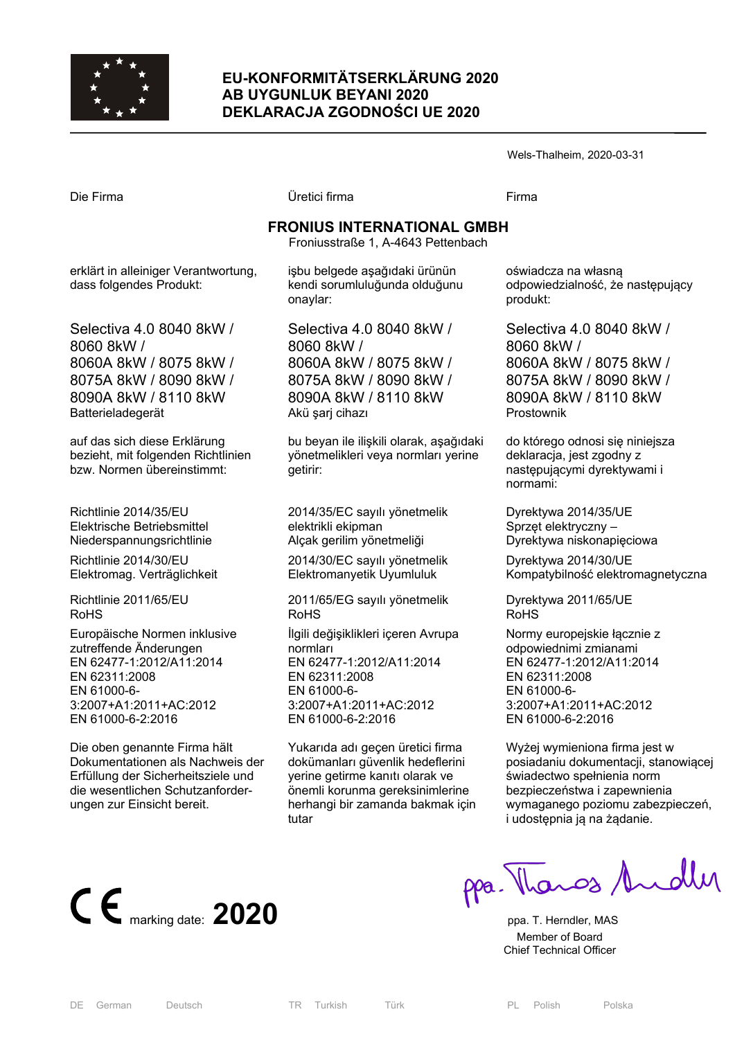# EU-KONFORMITÄTSERKLÄRUNG 2020
# AB UYGUNLUK BEYANI 2020
# DEKLARACJA ZGODNOŚCI UE 2020

Wels-Thalheim, 2020-03-31

Die Firma

**FRONIUS INTERNATIONAL GMBH**
Froniusstraße 1, A-4643 Pettenbach

erklärt in alleiniger Verantwortung, dass folgendes Produkt:

Selectiva 4.0 8040 8kW / 8060 8kW / 8060A 8kW / 8075 8kW / 8075A 8kW / 8090 8kW / 8090A 8kW / 8110 8kW
Batterieladegerät

auf das sich diese Erklärung bezieht, mit folgenden Richtlinien bzw. Normen übereinstimmt:

Richtlinie 2014/35/EU
Elektrische Betriebsmittel Niederspannungsrichtlinie

Richtlinie 2014/30/EU
Elektromag. Verträglichkeit

Richtlinie 2011/65/EU
RoHS

Europäische Normen inklusive zutreffende Änderungen
EN 62477-1:2012/A11:2014
EN 62311:2008
EN 61000-6-3:2007+A1:2011+AC:2012
EN 61000-6-2:2016

Die oben genannte Firma hält Dokumentationen als Nachweis der Erfüllung der Sicherheitsziele und die wesentlichen Schutzanforderungen zur Einsicht bereit.

Üretici firma

**FRONIUS INTERNATIONAL GMBH**
Froniusstraße 1, A-4643 Pettenbach

işbu belgede aşağıdaki ürünün kendi sorumluluğunda olduğunu onaylar:

Selectiva 4.0 8040 8kW / 8060 8kW / 8060A 8kW / 8075 8kW / 8075A 8kW / 8090 8kW / 8090A 8kW / 8110 8kW
Akü şarj cihazı

bu beyan ile ilişkili olarak, aşağıdaki yönetmelikleri veya normları yerine getirir:

2014/35/EC sayılı yönetmelik
elektrikli ekipman
Alçak gerilim yönetmeliği

2014/30/EC sayılı yönetmelik
Elektromanyetik Uyumluluk

2011/65/EG sayılı yönetmelik
RoHS

İlgili değişiklikleri içeren Avrupa normları
EN 62477-1:2012/A11:2014
EN 62311:2008
EN 61000-6-3:2007+A1:2011+AC:2012
EN 61000-6-2:2016

Yukarıda adı geçen üretici firma dokümanları güvenlik hedeflerini yerine getirme kanıtı olarak ve önemli korunma gereksinimlerine herhangi bir zamanda bakmak için tutar

Firma

**FRONIUS INTERNATIONAL GMBH**
Froniusstraße 1, A-4643 Pettenbach

oświadcza na własną odpowiedzialność, że następujący produkt:

Selectiva 4.0 8040 8kW / 8060 8kW / 8060A 8kW / 8075 8kW / 8075A 8kW / 8090 8kW / 8090A 8kW / 8110 8kW
Prostownik

do którego odnosi się niniejsza deklaracja, jest zgodny z następującymi dyrektywami i normami:

Dyrektywa 2014/35/UE
Sprzęt elektryczny – Dyrektywa niskonapięciowa

Dyrektywa 2014/30/UE
Kompatybilność elektromagnetyczna

Dyrektywa 2011/65/UE
RoHS

Normy europejskie łącznie z odpowiednimi zmianami
EN 62477-1:2012/A11:2014
EN 62311:2008
EN 61000-6-3:2007+A1:2011+AC:2012
EN 61000-6-2:2016

Wyżej wymieniona firma jest w posiadaniu dokumentacji, stanowiącej świadectwo spełnienia norm bezpieczeństwa i zapewnienia wymaganego poziomu zabezpieczeń, i udostępnia ją na żądanie.

CE marking date: **2020**

ppa. T. Herndler, MAS
Member of Board
Chief Technical Officer

DE German Deutsch | TR Turkish Türk | PL Polish Polska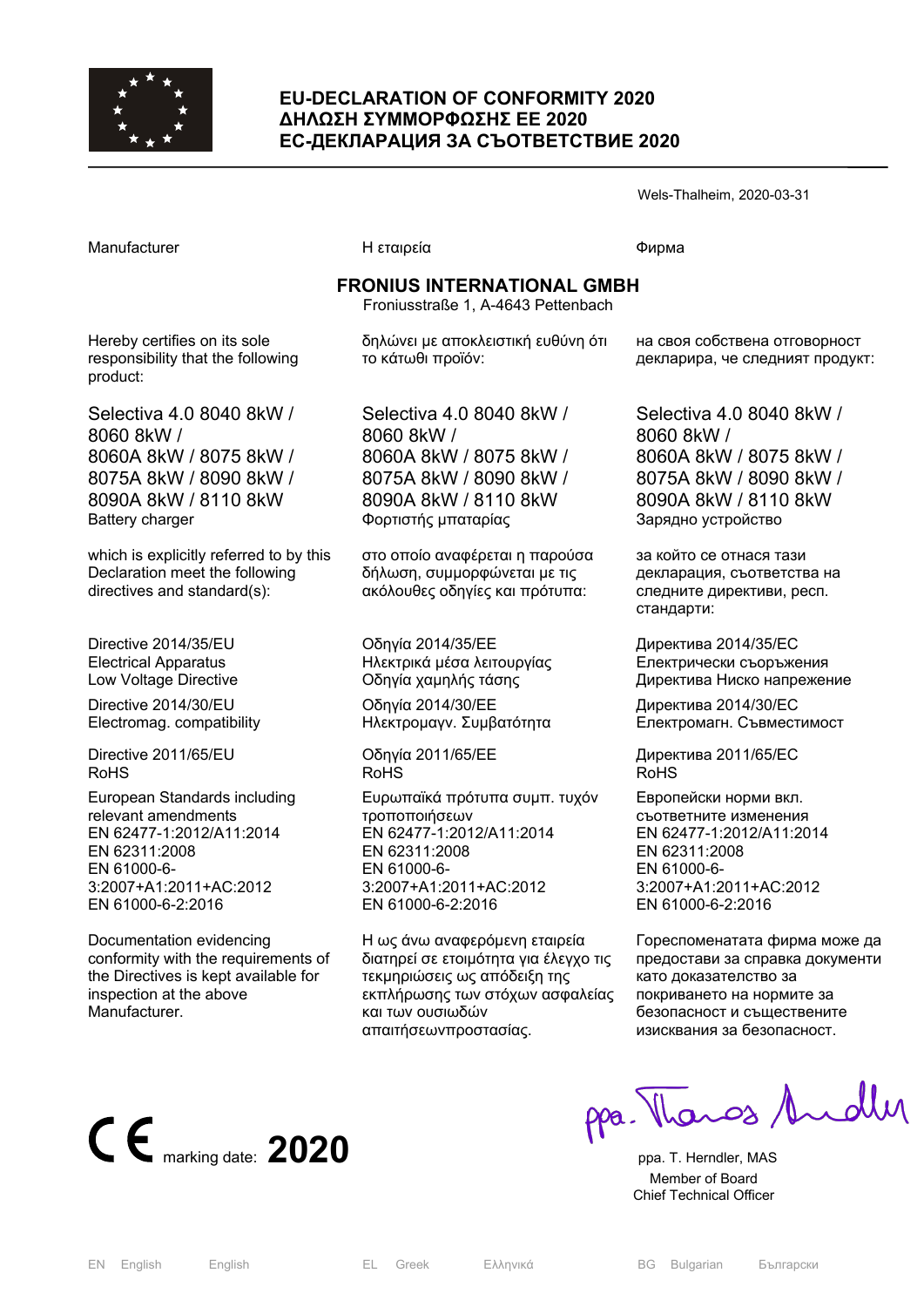# EU-DECLARATION OF CONFORMITY 2020
# ΔΗΛΩΣΗ ΣΥΜΜΟΡΦΩΣΗΣ ΕΕ 2020
# ЕС-ДЕКЛАРАЦИЯ ЗА СЪОТВЕТСТВИЕ 2020

Wels-Thalheim, 2020-03-31

| Manufacturer | Η εταιρεία | Фирма |
|---|---|---|

**FRONIUS INTERNATIONAL GMBH**
Froniusstraße 1, A-4643 Pettenbach

| EN | EL | BG |
|---|---|---|
| Hereby certifies on its sole responsibility that the following product: | δηλώνει με αποκλειστική ευθύνη ότι το κάτωθι προϊόν: | на своя собствена отговорност декларира, че следният продукт: |
| Selectiva 4.0 8040 8kW / 8060 8kW / 8060A 8kW / 8075 8kW / 8075A 8kW / 8090 8kW / 8090A 8kW / 8110 8kW | Selectiva 4.0 8040 8kW / 8060 8kW / 8060A 8kW / 8075 8kW / 8075A 8kW / 8090 8kW / 8090A 8kW / 8110 8kW | Selectiva 4.0 8040 8kW / 8060 8kW / 8060A 8kW / 8075 8kW / 8075A 8kW / 8090 8kW / 8090A 8kW / 8110 8kW |
| Battery charger | Φορτιστής μπαταρίας | Зарядно устройство |
| which is explicitly referred to by this Declaration meet the following directives and standard(s): | στο οποίο αναφέρεται η παρούσα δήλωση, συμμορφώνεται με τις ακόλουθες οδηγίες και πρότυπα: | за който се отнася тази декларация, съответства на следните директиви, респ. стандарти: |
| Directive 2014/35/EU Electrical Apparatus Low Voltage Directive | Οδηγία 2014/35/EE Ηλεκτρικά μέσα λειτουργίας Οδηγία χαμηλής τάσης | Директива 2014/35/EC Електрически съоръжения Директива Ниско напрежение |
| Directive 2014/30/EU Electromag. compatibility | Οδηγία 2014/30/EE Ηλεκτρομαγν. Συμβατότητα | Директива 2014/30/EC Електромагн. Съвместимост |
| Directive 2011/65/EU RoHS | Οδηγία 2011/65/EE RoHS | Директива 2011/65/EC RoHS |
| European Standards including relevant amendments EN 62477-1:2012/A11:2014 EN 62311:2008 EN 61000-6-3:2007+A1:2011+AC:2012 EN 61000-6-2:2016 | Ευρωπαϊκά πρότυπα συμπ. τυχόν τροποποιήσεων EN 62477-1:2012/A11:2014 EN 62311:2008 EN 61000-6-3:2007+A1:2011+AC:2012 EN 61000-6-2:2016 | Европейски норми вкл. съответните изменения EN 62477-1:2012/A11:2014 EN 62311:2008 EN 61000-6-3:2007+A1:2011+AC:2012 EN 61000-6-2:2016 |
| Documentation evidencing conformity with the requirements of the Directives is kept available for inspection at the above Manufacturer. | Η ως άνω αναφερόμενη εταιρεία διατηρεί σε ετοιμότητα για έλεγχο τις τεκμηριώσεις ως απόδειξη της εκπλήρωσης των στόχων ασφαλείας και των ουσιωδών απαιτήσεωνπροστασίας. | Гореспоменатата фирма може да предостави за справка документи като доказателство за покриването на нормите за безопасност и съществените изисквания за безопасност. |

CE marking date: **2020**

ppa. T. Herndler, MAS
Member of Board
Chief Technical Officer

| EN | English | English | EL | Greek | Ελληνικά | BG | Bulgarian | Български |
|---|---|---|---|---|---|---|---|---|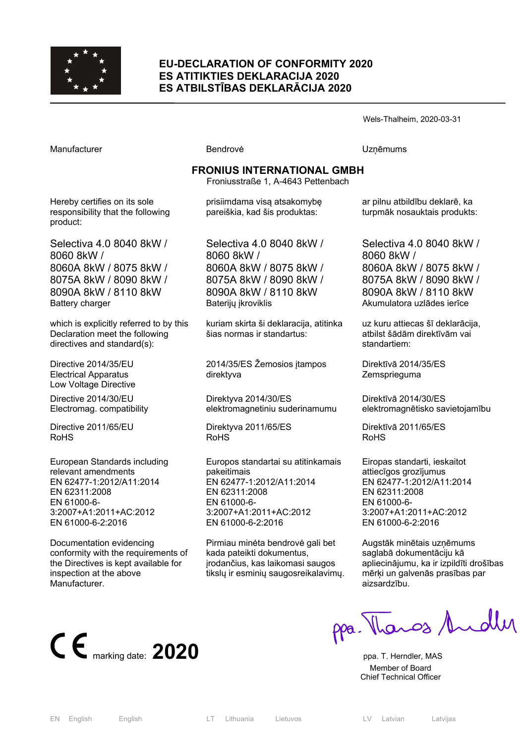# EU-DECLARATION OF CONFORMITY 2020
# ES ATITIKTIES DEKLARACIJA 2020
# ES ATBILSTĪBAS DEKLARĀCIJA 2020

Wels-Thalheim, 2020-03-31

| Manufacturer | Bendrovė | Uzņēmums |
|---|---|---|

**FRONIUS INTERNATIONAL GMBH**
Froniusstraße 1, A-4643 Pettenbach

| | | |
|---|---|---|
| Hereby certifies on its sole responsibility that the following product: | prisiimdama visą atsakomybę pareiškia, kad šis produktas: | ar pilnu atbildību deklarē, ka turpmāk nosauktais produkts: |
| Selectiva 4.0 8040 8kW / 8060 8kW / 8060A 8kW / 8075 8kW / 8075A 8kW / 8090 8kW / 8090A 8kW / 8110 8kW<br>Battery charger | Selectiva 4.0 8040 8kW / 8060 8kW / 8060A 8kW / 8075 8kW / 8075A 8kW / 8090 8kW / 8090A 8kW / 8110 8kW<br>Baterijų įkroviklis | Selectiva 4.0 8040 8kW / 8060 8kW / 8060A 8kW / 8075 8kW / 8075A 8kW / 8090 8kW / 8090A 8kW / 8110 8kW<br>Akumulatora uzlādes ierīce |
| which is explicitly referred to by this Declaration meet the following directives and standard(s): | kuriam skirta ši deklaracija, atitinka šias normas ir standartus: | uz kuru attiecas šī deklarācija, atbilst šādām direktīvām vai standartiem: |
| Directive 2014/35/EU<br>Electrical Apparatus<br>Low Voltage Directive | 2014/35/ES Žemosios įtampos direktyva | Direktīvā 2014/35/ES<br>Zemsprieguma |
| Directive 2014/30/EU<br>Electromag. compatibility | Direktyva 2014/30/ES<br>elektromagnetiniu suderinamumu | Direktīvā 2014/30/ES<br>elektromagnētisko savietojamību |
| Directive 2011/65/EU<br>RoHS | Direktyva 2011/65/ES<br>RoHS | Direktīvā 2011/65/ES<br>RoHS |
| European Standards including relevant amendments<br>EN 62477-1:2012/A11:2014<br>EN 62311:2008<br>EN 61000-6-3:2007+A1:2011+AC:2012<br>EN 61000-6-2:2016 | Europos standartai su atitinkamais pakeitimais<br>EN 62477-1:2012/A11:2014<br>EN 62311:2008<br>EN 61000-6-3:2007+A1:2011+AC:2012<br>EN 61000-6-2:2016 | Eiropas standarti, ieskaitot attiecīgos grozījumus<br>EN 62477-1:2012/A11:2014<br>EN 62311:2008<br>EN 61000-6-3:2007+A1:2011+AC:2012<br>EN 61000-6-2:2016 |
| Documentation evidencing conformity with the requirements of the Directives is kept available for inspection at the above Manufacturer. | Pirmiau minėta bendrovė gali bet kada pateikti dokumentus, įrodančius, kas laikomasi saugos tikslų ir esminių saugosreikalavimų. | Augstāk minētais uzņēmums saglabā dokumentāciju kā apliecinājumu, ka ir izpildīti drošības mērķi un galvenās prasības par aizsardzību. |

CE marking date: **2020**

ppa. T. Herndler, MAS
Member of Board
Chief Technical Officer

EN English English LT Lithuania Lietuvos LV Latvian Latvijas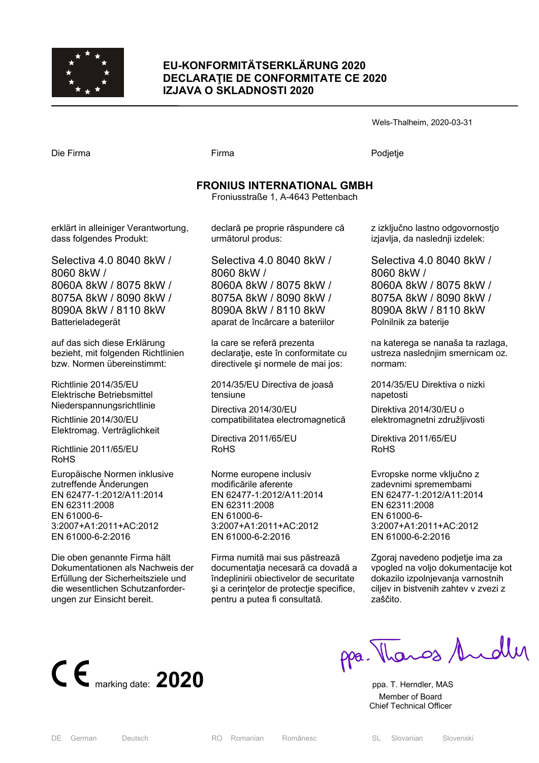# EU-KONFORMITÄTSERKLÄRUNG 2020
# DECLARAŢIE DE CONFORMITATE CE 2020
# IZJAVA O SKLADNOSTI 2020

Wels-Thalheim, 2020-03-31

Die Firma

**FRONIUS INTERNATIONAL GMBH**
Froniusstraße 1, A-4643 Pettenbach

erklärt in alleiniger Verantwortung, dass folgendes Produkt:

Selectiva 4.0 8040 8kW / 8060 8kW / 8060A 8kW / 8075 8kW / 8075A 8kW / 8090 8kW / 8090A 8kW / 8110 8kW
Batterieladegerät

auf das sich diese Erklärung bezieht, mit folgenden Richtlinien bzw. Normen übereinstimmt:

Richtlinie 2014/35/EU
Elektrische Betriebsmittel Niederspannungsrichtlinie

Richtlinie 2014/30/EU
Elektromag. Verträglichkeit

Richtlinie 2011/65/EU
RoHS

Europäische Normen inklusive zutreffende Änderungen
EN 62477-1:2012/A11:2014
EN 62311:2008
EN 61000-6-3:2007+A1:2011+AC:2012
EN 61000-6-2:2016

Die oben genannte Firma hält Dokumentationen als Nachweis der Erfüllung der Sicherheitsziele und die wesentlichen Schutzanforderungen zur Einsicht bereit.

---

Firma

**FRONIUS INTERNATIONAL GMBH**
Froniusstraße 1, A-4643 Pettenbach

declară pe proprie răspundere că următorul produs:

Selectiva 4.0 8040 8kW / 8060 8kW / 8060A 8kW / 8075 8kW / 8075A 8kW / 8090 8kW / 8090A 8kW / 8110 8kW
aparat de încărcare a bateriilor

la care se referă prezenta declaraţie, este în conformitate cu directivele şi normele de mai jos:

2014/35/EU Directiva de joasă tensiune

Directiva 2014/30/EU compatibilitatea electromagnetică

Directiva 2011/65/EU
RoHS

Norme europene inclusiv modificările aferente
EN 62477-1:2012/A11:2014
EN 62311:2008
EN 61000-6-3:2007+A1:2011+AC:2012
EN 61000-6-2:2016

Firma numită mai sus păstrează documentaţia necesară ca dovadă a îndeplinirii obiectivelor de securitate şi a cerinţelor de protecţie specifice, pentru a putea fi consultată.

---

Podjetje

**FRONIUS INTERNATIONAL GMBH**
Froniusstraße 1, A-4643 Pettenbach

z izključno lastno odgovornostjo izjavlja, da naslednji izdelek:

Selectiva 4.0 8040 8kW / 8060 8kW / 8060A 8kW / 8075 8kW / 8075A 8kW / 8090 8kW / 8090A 8kW / 8110 8kW
Polnilnik za baterije

na katerega se nanaša ta razlaga, ustreza naslednjim smernicam oz. normam:

2014/35/EU Direktiva o nizki napetosti

Direktiva 2014/30/EU o elektromagnetni združljivosti

Direktiva 2011/65/EU
RoHS

Evropske norme vključno z zadevnimi spremembami
EN 62477-1:2012/A11:2014
EN 62311:2008
EN 61000-6-3:2007+A1:2011+AC:2012
EN 61000-6-2:2016

Zgoraj navedeno podjetje ima za vpogled na voljo dokumentacije kot dokazilo izpolnjevanja varnostnih ciljev in bistvenih zahtev v zvezi z zaščito.

---

CE marking date: **2020**

ppa. T. Herndler, MAS
Member of Board
Chief Technical Officer

DE German Deutsch | RO Romanian Românesc | SL Slovanian Slovenski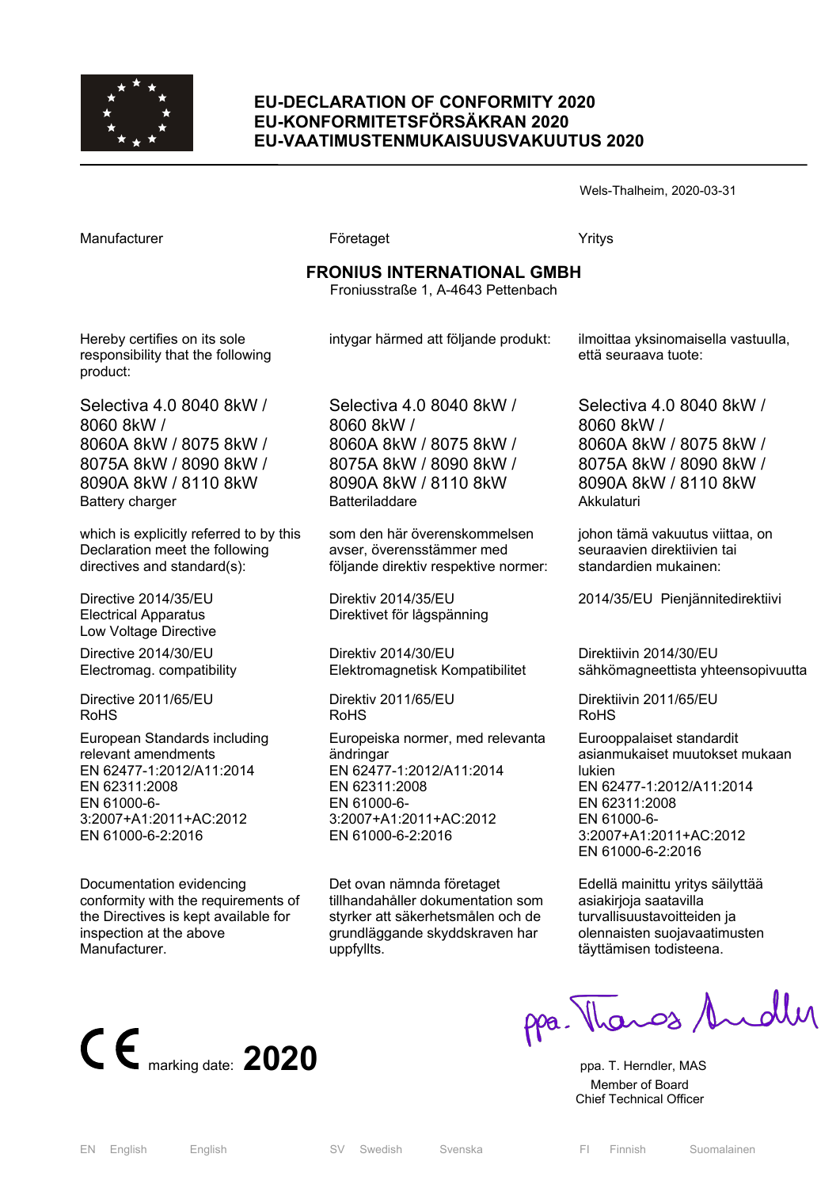# EU-DECLARATION OF CONFORMITY 2020
# EU-KONFORMITETSFÖRSÄKRAN 2020
# EU-VAATIMUSTENMUKAISUUSVAKUUTUS 2020

Wels-Thalheim, 2020-03-31

Manufacturer

Företaget

Yritys

**FRONIUS INTERNATIONAL GMBH**
Froniusstraße 1, A-4643 Pettenbach

Hereby certifies on its sole responsibility that the following product:

Selectiva 4.0 8040 8kW / 8060 8kW / 8060A 8kW / 8075 8kW / 8075A 8kW / 8090 8kW / 8090A 8kW / 8110 8kW
Battery charger

which is explicitly referred to by this Declaration meet the following directives and standard(s):

Directive 2014/35/EU
Electrical Apparatus
Low Voltage Directive

Directive 2014/30/EU
Electromag. compatibility

Directive 2011/65/EU
RoHS

European Standards including relevant amendments
EN 62477-1:2012/A11:2014
EN 62311:2008
EN 61000-6-3:2007+A1:2011+AC:2012
EN 61000-6-2:2016

Documentation evidencing conformity with the requirements of the Directives is kept available for inspection at the above Manufacturer.

intygar härmed att följande produkt:

Selectiva 4.0 8040 8kW / 8060 8kW / 8060A 8kW / 8075 8kW / 8075A 8kW / 8090 8kW / 8090A 8kW / 8110 8kW
Batteriladdare

som den här överenskommelsen avser, överensstämmer med följande direktiv respektive normer:

Direktiv 2014/35/EU
Direktivet för lågspänning

Direktiv 2014/30/EU
Elektromagnetisk Kompatibilitet

Direktiv 2011/65/EU
RoHS

Europeiska normer, med relevanta ändringar
EN 62477-1:2012/A11:2014
EN 62311:2008
EN 61000-6-3:2007+A1:2011+AC:2012
EN 61000-6-2:2016

Det ovan nämnda företaget tillhandahåller dokumentation som styrker att säkerhetsmålen och de grundläggande skyddskraven har uppfyllts.

ilmoittaa yksinomaisella vastuulla, että seuraava tuote:

Selectiva 4.0 8040 8kW / 8060 8kW / 8060A 8kW / 8075 8kW / 8075A 8kW / 8090 8kW / 8090A 8kW / 8110 8kW
Akkulaturi

johon tämä vakuutus viittaa, on seuraavien direktiivien tai standardien mukainen:

2014/35/EU Pienjännitedirektiivi

Direktiivin 2014/30/EU
sähkömagneettista yhteensopivuutta

Direktiivin 2011/65/EU
RoHS

Eurooppalaiset standardit asianmukaiset muutokset mukaan lukien
EN 62477-1:2012/A11:2014
EN 62311:2008
EN 61000-6-3:2007+A1:2011+AC:2012
EN 61000-6-2:2016

Edellä mainittu yritys säilyttää asiakirjoja saatavilla turvallisuustavoitteiden ja olennaisten suojavaatimusten täyttämisen todisteena.

CE marking date: **2020**

ppa. T. Herndler, MAS
Member of Board
Chief Technical Officer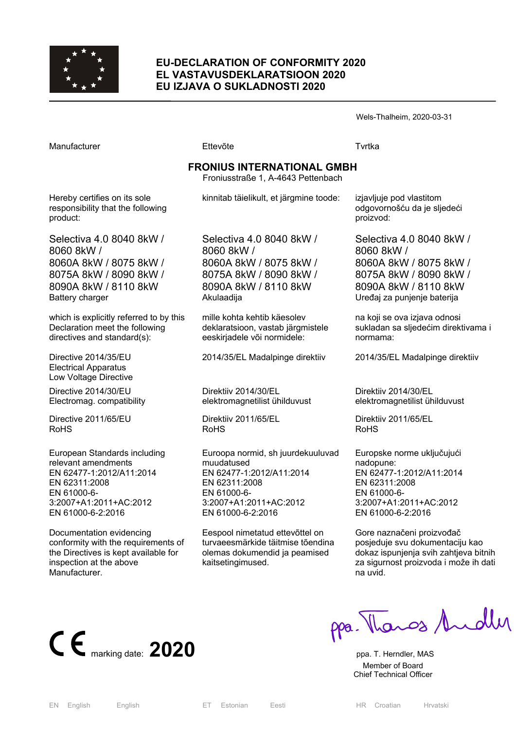# EU-DECLARATION OF CONFORMITY 2020
# EL VASTAVUSDEKLARATSIOON 2020
# EU IZJAVA O SUKLADNOSTI 2020

Wels-Thalheim, 2020-03-31

| Manufacturer | Ettevõte | Tvrtka |
|---|---|---|

**FRONIUS INTERNATIONAL GMBH**
Froniusstraße 1, A-4643 Pettenbach

| | | |
|---|---|---|
| Hereby certifies on its sole responsibility that the following product: | kinnitab täielikult, et järgmine toode: | izjavljuje pod vlastitom odgovornošću da je sljedeći proizvod: |
| Selectiva 4.0 8040 8kW / 8060 8kW / 8060A 8kW / 8075 8kW / 8075A 8kW / 8090 8kW / 8090A 8kW / 8110 8kW<br>Battery charger | Selectiva 4.0 8040 8kW / 8060 8kW / 8060A 8kW / 8075 8kW / 8075A 8kW / 8090 8kW / 8090A 8kW / 8110 8kW<br>Akulaadija | Selectiva 4.0 8040 8kW / 8060 8kW / 8060A 8kW / 8075 8kW / 8075A 8kW / 8090 8kW / 8090A 8kW / 8110 8kW<br>Uređaj za punjenje baterija |
| which is explicitly referred to by this Declaration meet the following directives and standard(s): | mille kohta kehtib käesolev deklaratsioon, vastab järgmistele eeskirjadele või normidele: | na koji se ova izjava odnosi sukladan sa sljedećim direktivama i normama: |
| Directive 2014/35/EU<br>Electrical Apparatus<br>Low Voltage Directive | 2014/35/EL Madalpinge direktiiv | 2014/35/EL Madalpinge direktiiv |
| Directive 2014/30/EU<br>Electromag. compatibility | Direktiiv 2014/30/EL<br>elektromagnetilist ühilduvust | Direktiiv 2014/30/EL<br>elektromagnetilist ühilduvust |
| Directive 2011/65/EU<br>RoHS | Direktiiv 2011/65/EL<br>RoHS | Direktiiv 2011/65/EL<br>RoHS |
| European Standards including relevant amendments<br>EN 62477-1:2012/A11:2014<br>EN 62311:2008<br>EN 61000-6-3:2007+A1:2011+AC:2012<br>EN 61000-6-2:2016 | Euroopa normid, sh juurdekuuluvad muudatused<br>EN 62477-1:2012/A11:2014<br>EN 62311:2008<br>EN 61000-6-3:2007+A1:2011+AC:2012<br>EN 61000-6-2:2016 | Europske norme uključujući nadopune:<br>EN 62477-1:2012/A11:2014<br>EN 62311:2008<br>EN 61000-6-3:2007+A1:2011+AC:2012<br>EN 61000-6-2:2016 |
| Documentation evidencing conformity with the requirements of the Directives is kept available for inspection at the above Manufacturer. | Eespool nimetatud ettevõttel on turvaeesmärkide täitmise tõendina olemas dokumendid ja peamised kaitsetingimused. | Gore naznačeni proizvođač posjeduje svu dokumentaciju kao dokaz ispunjenja svih zahtjeva bitnih za sigurnost proizvoda i može ih dati na uvid. |

CE marking date: **2020**

ppa. T. Herndler, MAS
Member of Board
Chief Technical Officer

EN English English — ET Estonian Eesti — HR Croatian Hrvatski